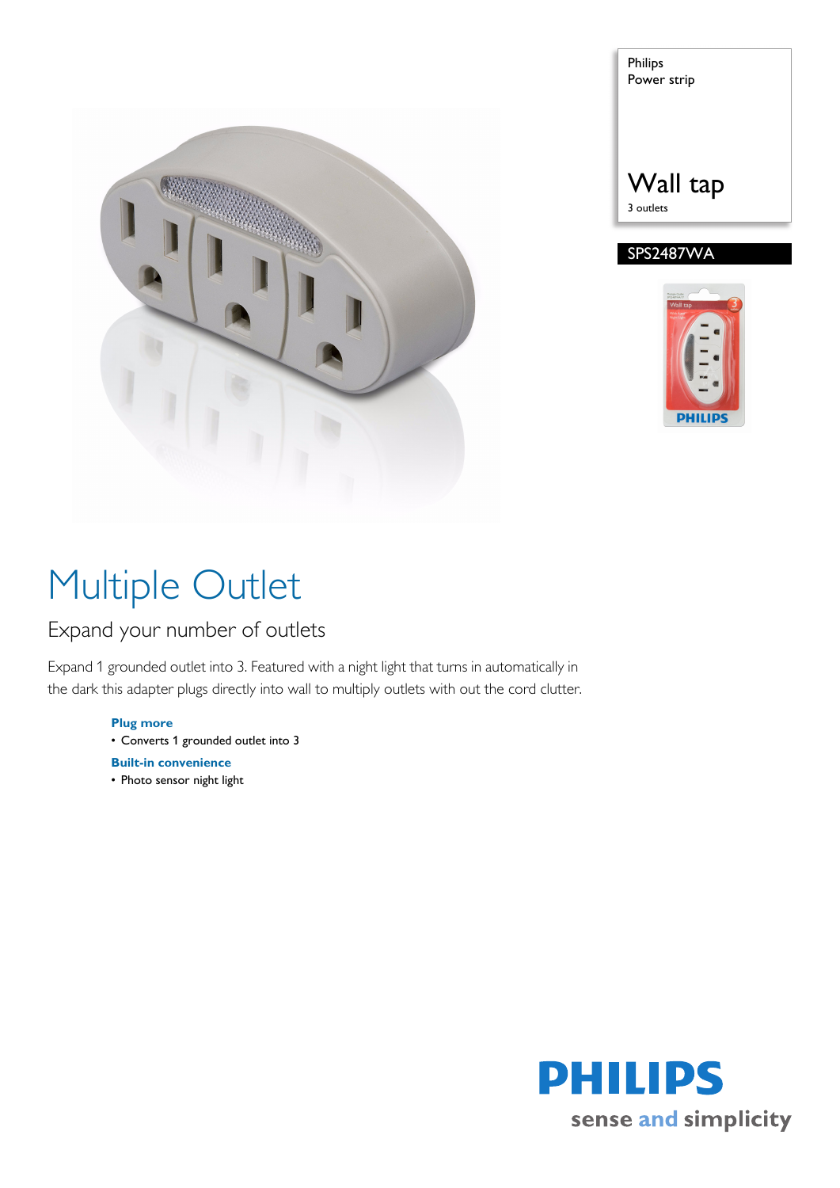Philips
Power strip

# Wall tap

3 outlets

SPS2487WA

# Multiple Outlet

## Expand your number of outlets

Expand 1 grounded outlet into 3. Featured with a night light that turns in automatically in the dark this adapter plugs directly into wall to multiply outlets with out the cord clutter.

**Plug more**

- Converts 1 grounded outlet into 3

**Built-in convenience**

- Photo sensor night light

PHILIPS
sense and simplicity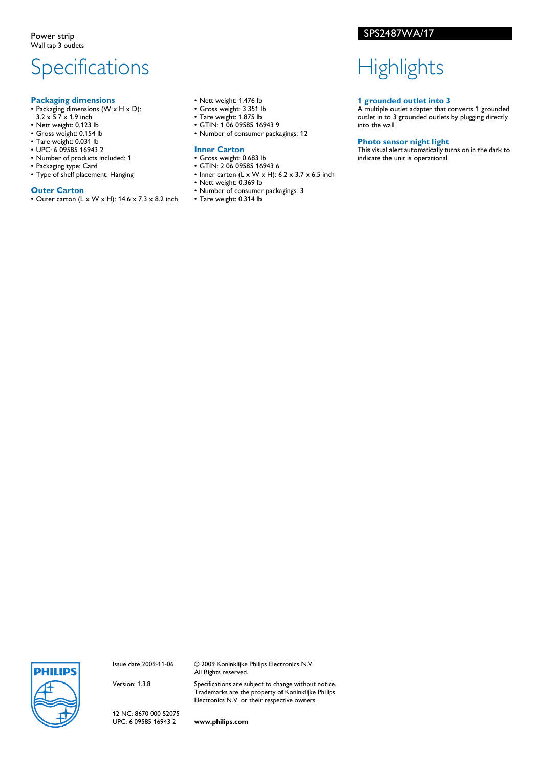Power strip
Wall tap 3 outlets

SPS2487WA/17

# Specifications

### Packaging dimensions

- Packaging dimensions (W x H x D): 3.2 x 5.7 x 1.9 inch
- Nett weight: 0.123 lb
- Gross weight: 0.154 lb
- Tare weight: 0.031 lb
- UPC: 6 09585 16943 2
- Number of products included: 1
- Packaging type: Card
- Type of shelf placement: Hanging

### Outer Carton

- Outer carton (L x W x H): 14.6 x 7.3 x 8.2 inch
- Nett weight: 1.476 lb
- Gross weight: 3.351 lb
- Tare weight: 1.875 lb
- GTIN: 1 06 09585 16943 9
- Number of consumer packagings: 12

### Inner Carton

- Gross weight: 0.683 lb
- GTIN: 2 06 09585 16943 6
- Inner carton (L x W x H): 6.2 x 3.7 x 6.5 inch
- Nett weight: 0.369 lb
- Number of consumer packagings: 3
- Tare weight: 0.314 lb

# Highlights

### 1 grounded outlet into 3

A multiple outlet adapter that converts 1 grounded outlet in to 3 grounded outlets by plugging directly into the wall

### Photo sensor night light

This visual alert automatically turns on in the dark to indicate the unit is operational.

Issue date 2009-11-06

Version: 1.3.8

12 NC: 8670 000 52075
UPC: 6 09585 16943 2

© 2009 Koninklijke Philips Electronics N.V.
All Rights reserved.

Specifications are subject to change without notice. Trademarks are the property of Koninklijke Philips Electronics N.V. or their respective owners.

**www.philips.com**